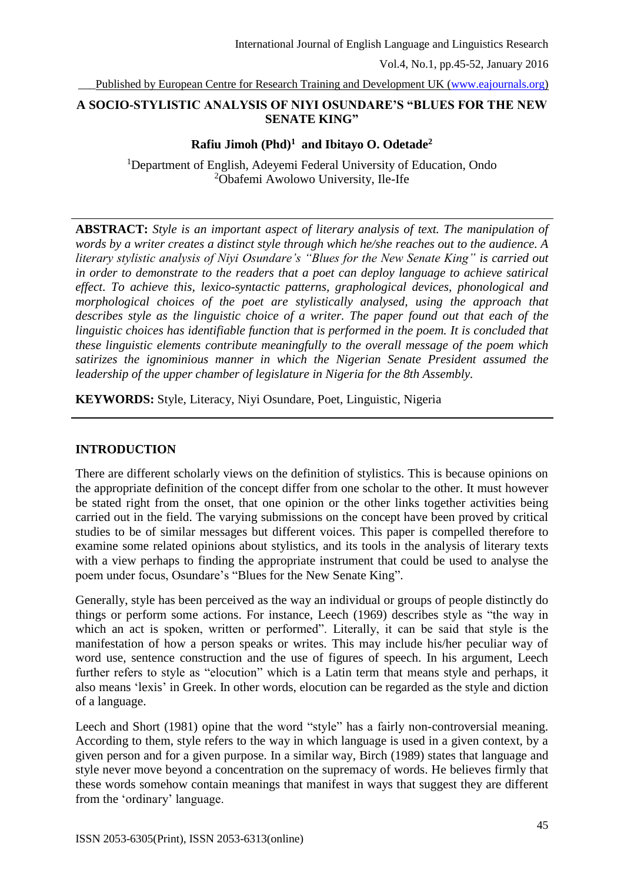# A SOCIO-STYLISTIC ANALYSIS OF NIYI OSUNDARE'S "BLUES FOR THE NEW SENATE KING"

**Rafiu Jimoh (Phd)[1] and Ibitayo O. Odetade[2]**

[1]Department of English, Adeyemi Federal University of Education, Ondo
[2]Obafemi Awolowo University, Ile-Ife

---

**ABSTRACT:** *Style is an important aspect of literary analysis of text. The manipulation of words by a writer creates a distinct style through which he/she reaches out to the audience. A literary stylistic analysis of Niyi Osundare's "Blues for the New Senate King" is carried out in order to demonstrate to the readers that a poet can deploy language to achieve satirical effect. To achieve this, lexico-syntactic patterns, graphological devices, phonological and morphological choices of the poet are stylistically analysed, using the approach that describes style as the linguistic choice of a writer. The paper found out that each of the linguistic choices has identifiable function that is performed in the poem. It is concluded that these linguistic elements contribute meaningfully to the overall message of the poem which satirizes the ignominious manner in which the Nigerian Senate President assumed the leadership of the upper chamber of legislature in Nigeria for the 8th Assembly.*

**KEYWORDS:** Style, Literacy, Niyi Osundare, Poet, Linguistic, Nigeria

---

## INTRODUCTION

There are different scholarly views on the definition of stylistics. This is because opinions on the appropriate definition of the concept differ from one scholar to the other. It must however be stated right from the onset, that one opinion or the other links together activities being carried out in the field. The varying submissions on the concept have been proved by critical studies to be of similar messages but different voices. This paper is compelled therefore to examine some related opinions about stylistics, and its tools in the analysis of literary texts with a view perhaps to finding the appropriate instrument that could be used to analyse the poem under focus, Osundare's "Blues for the New Senate King".

Generally, style has been perceived as the way an individual or groups of people distinctly do things or perform some actions. For instance, Leech (1969) describes style as "the way in which an act is spoken, written or performed". Literally, it can be said that style is the manifestation of how a person speaks or writes. This may include his/her peculiar way of word use, sentence construction and the use of figures of speech. In his argument, Leech further refers to style as "elocution" which is a Latin term that means style and perhaps, it also means 'lexis' in Greek. In other words, elocution can be regarded as the style and diction of a language.

Leech and Short (1981) opine that the word "style" has a fairly non-controversial meaning. According to them, style refers to the way in which language is used in a given context, by a given person and for a given purpose. In a similar way, Birch (1989) states that language and style never move beyond a concentration on the supremacy of words. He believes firmly that these words somehow contain meanings that manifest in ways that suggest they are different from the 'ordinary' language.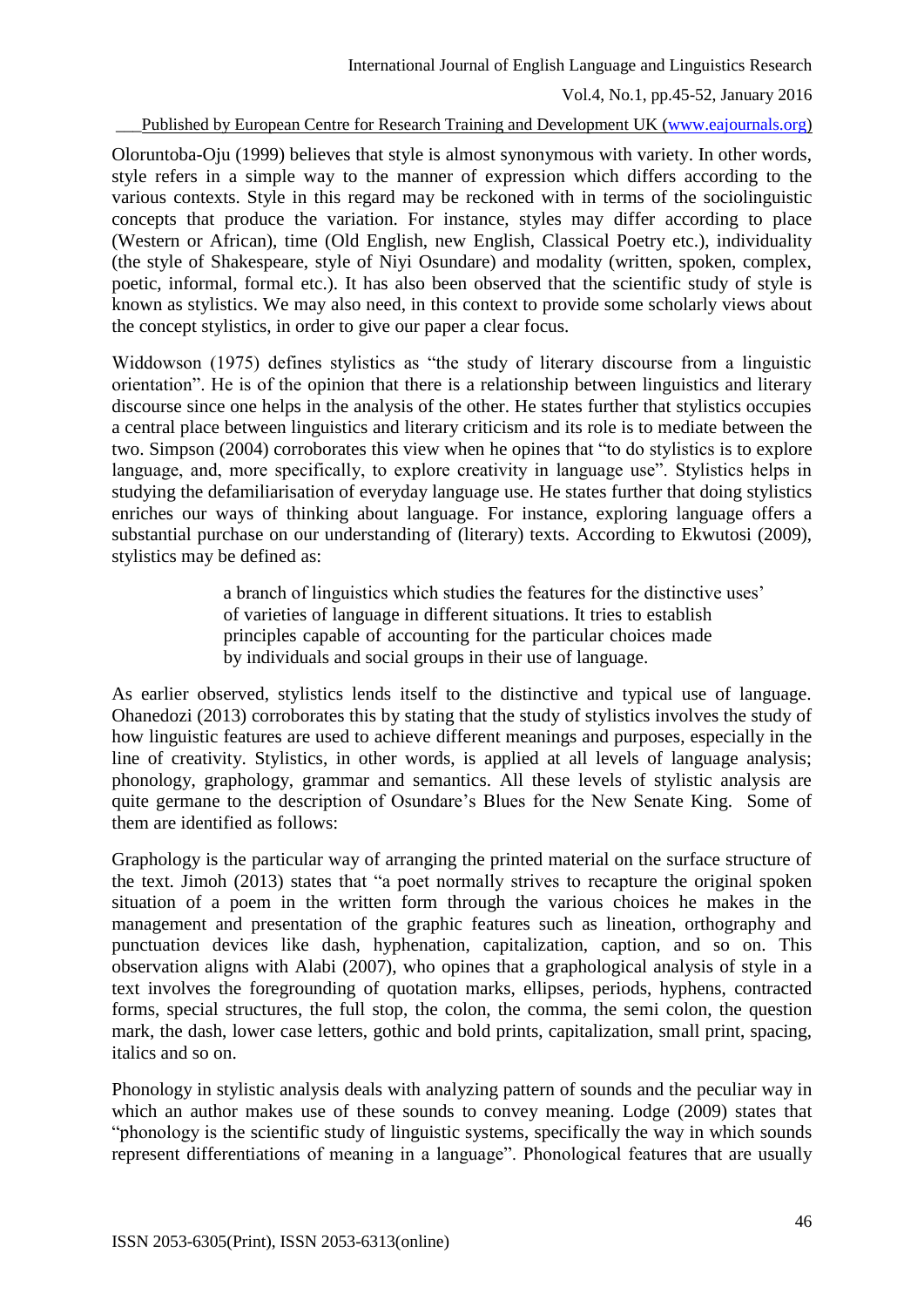Oloruntoba-Oju (1999) believes that style is almost synonymous with variety. In other words, style refers in a simple way to the manner of expression which differs according to the various contexts. Style in this regard may be reckoned with in terms of the sociolinguistic concepts that produce the variation. For instance, styles may differ according to place (Western or African), time (Old English, new English, Classical Poetry etc.), individuality (the style of Shakespeare, style of Niyi Osundare) and modality (written, spoken, complex, poetic, informal, formal etc.). It has also been observed that the scientific study of style is known as stylistics. We may also need, in this context to provide some scholarly views about the concept stylistics, in order to give our paper a clear focus.

Widdowson (1975) defines stylistics as "the study of literary discourse from a linguistic orientation". He is of the opinion that there is a relationship between linguistics and literary discourse since one helps in the analysis of the other. He states further that stylistics occupies a central place between linguistics and literary criticism and its role is to mediate between the two. Simpson (2004) corroborates this view when he opines that "to do stylistics is to explore language, and, more specifically, to explore creativity in language use". Stylistics helps in studying the defamiliarisation of everyday language use. He states further that doing stylistics enriches our ways of thinking about language. For instance, exploring language offers a substantial purchase on our understanding of (literary) texts. According to Ekwutosi (2009), stylistics may be defined as:

> a branch of linguistics which studies the features for the distinctive uses' of varieties of language in different situations. It tries to establish principles capable of accounting for the particular choices made by individuals and social groups in their use of language.

As earlier observed, stylistics lends itself to the distinctive and typical use of language. Ohanedozi (2013) corroborates this by stating that the study of stylistics involves the study of how linguistic features are used to achieve different meanings and purposes, especially in the line of creativity. Stylistics, in other words, is applied at all levels of language analysis; phonology, graphology, grammar and semantics. All these levels of stylistic analysis are quite germane to the description of Osundare's Blues for the New Senate King. Some of them are identified as follows:

Graphology is the particular way of arranging the printed material on the surface structure of the text. Jimoh (2013) states that "a poet normally strives to recapture the original spoken situation of a poem in the written form through the various choices he makes in the management and presentation of the graphic features such as lineation, orthography and punctuation devices like dash, hyphenation, capitalization, caption, and so on. This observation aligns with Alabi (2007), who opines that a graphological analysis of style in a text involves the foregrounding of quotation marks, ellipses, periods, hyphens, contracted forms, special structures, the full stop, the colon, the comma, the semi colon, the question mark, the dash, lower case letters, gothic and bold prints, capitalization, small print, spacing, italics and so on.

Phonology in stylistic analysis deals with analyzing pattern of sounds and the peculiar way in which an author makes use of these sounds to convey meaning. Lodge (2009) states that "phonology is the scientific study of linguistic systems, specifically the way in which sounds represent differentiations of meaning in a language". Phonological features that are usually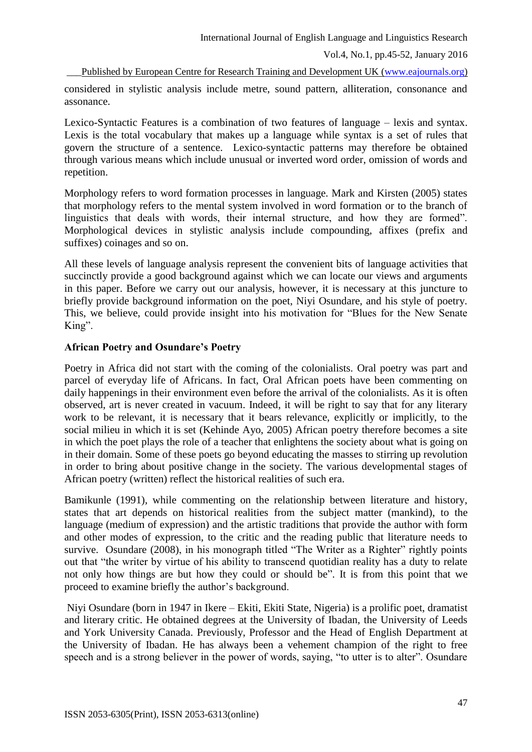considered in stylistic analysis include metre, sound pattern, alliteration, consonance and assonance.

Lexico-Syntactic Features is a combination of two features of language – lexis and syntax. Lexis is the total vocabulary that makes up a language while syntax is a set of rules that govern the structure of a sentence. Lexico-syntactic patterns may therefore be obtained through various means which include unusual or inverted word order, omission of words and repetition.

Morphology refers to word formation processes in language. Mark and Kirsten (2005) states that morphology refers to the mental system involved in word formation or to the branch of linguistics that deals with words, their internal structure, and how they are formed". Morphological devices in stylistic analysis include compounding, affixes (prefix and suffixes) coinages and so on.

All these levels of language analysis represent the convenient bits of language activities that succinctly provide a good background against which we can locate our views and arguments in this paper. Before we carry out our analysis, however, it is necessary at this juncture to briefly provide background information on the poet, Niyi Osundare, and his style of poetry. This, we believe, could provide insight into his motivation for "Blues for the New Senate King".

**African Poetry and Osundare's Poetry**

Poetry in Africa did not start with the coming of the colonialists. Oral poetry was part and parcel of everyday life of Africans. In fact, Oral African poets have been commenting on daily happenings in their environment even before the arrival of the colonialists. As it is often observed, art is never created in vacuum. Indeed, it will be right to say that for any literary work to be relevant, it is necessary that it bears relevance, explicitly or implicitly, to the social milieu in which it is set (Kehinde Ayo, 2005) African poetry therefore becomes a site in which the poet plays the role of a teacher that enlightens the society about what is going on in their domain. Some of these poets go beyond educating the masses to stirring up revolution in order to bring about positive change in the society. The various developmental stages of African poetry (written) reflect the historical realities of such era.

Bamikunle (1991), while commenting on the relationship between literature and history, states that art depends on historical realities from the subject matter (mankind), to the language (medium of expression) and the artistic traditions that provide the author with form and other modes of expression, to the critic and the reading public that literature needs to survive. Osundare (2008), in his monograph titled "The Writer as a Righter" rightly points out that "the writer by virtue of his ability to transcend quotidian reality has a duty to relate not only how things are but how they could or should be". It is from this point that we proceed to examine briefly the author's background.

Niyi Osundare (born in 1947 in Ikere – Ekiti, Ekiti State, Nigeria) is a prolific poet, dramatist and literary critic. He obtained degrees at the University of Ibadan, the University of Leeds and York University Canada. Previously, Professor and the Head of English Department at the University of Ibadan. He has always been a vehement champion of the right to free speech and is a strong believer in the power of words, saying, "to utter is to alter". Osundare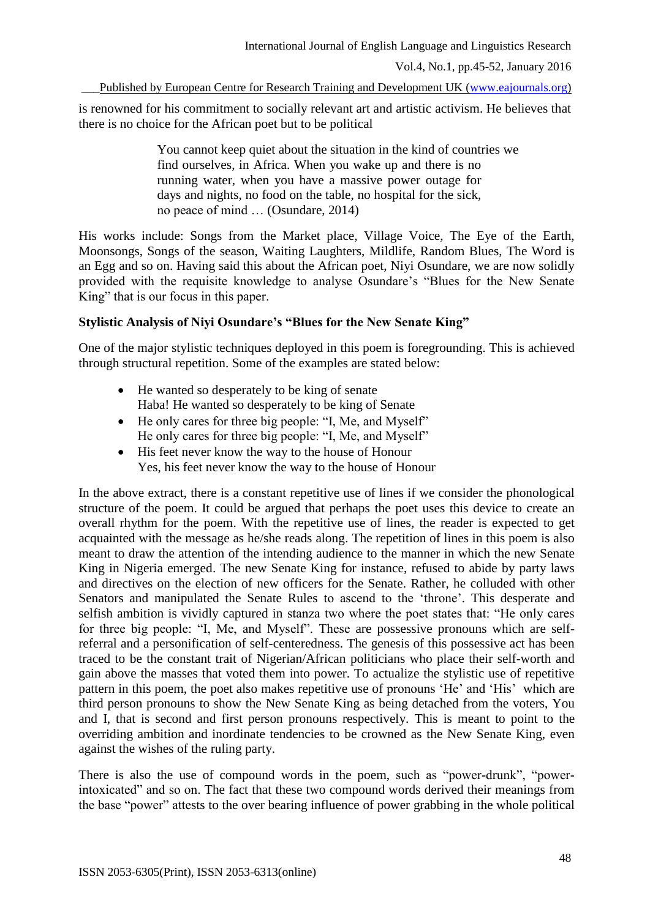is renowned for his commitment to socially relevant art and artistic activism. He believes that there is no choice for the African poet but to be political

> You cannot keep quiet about the situation in the kind of countries we find ourselves, in Africa. When you wake up and there is no running water, when you have a massive power outage for days and nights, no food on the table, no hospital for the sick, no peace of mind … (Osundare, 2014)

His works include: Songs from the Market place, Village Voice, The Eye of the Earth, Moonsongs, Songs of the season, Waiting Laughters, Mildlife, Random Blues, The Word is an Egg and so on. Having said this about the African poet, Niyi Osundare, we are now solidly provided with the requisite knowledge to analyse Osundare's "Blues for the New Senate King" that is our focus in this paper.

**Stylistic Analysis of Niyi Osundare's "Blues for the New Senate King"**

One of the major stylistic techniques deployed in this poem is foregrounding. This is achieved through structural repetition. Some of the examples are stated below:

- He wanted so desperately to be king of senate
  Haba! He wanted so desperately to be king of Senate
- He only cares for three big people: "I, Me, and Myself"
  He only cares for three big people: "I, Me, and Myself"
- His feet never know the way to the house of Honour
  Yes, his feet never know the way to the house of Honour

In the above extract, there is a constant repetitive use of lines if we consider the phonological structure of the poem. It could be argued that perhaps the poet uses this device to create an overall rhythm for the poem. With the repetitive use of lines, the reader is expected to get acquainted with the message as he/she reads along. The repetition of lines in this poem is also meant to draw the attention of the intending audience to the manner in which the new Senate King in Nigeria emerged. The new Senate King for instance, refused to abide by party laws and directives on the election of new officers for the Senate. Rather, he colluded with other Senators and manipulated the Senate Rules to ascend to the 'throne'. This desperate and selfish ambition is vividly captured in stanza two where the poet states that: "He only cares for three big people: "I, Me, and Myself". These are possessive pronouns which are self-referral and a personification of self-centeredness. The genesis of this possessive act has been traced to be the constant trait of Nigerian/African politicians who place their self-worth and gain above the masses that voted them into power. To actualize the stylistic use of repetitive pattern in this poem, the poet also makes repetitive use of pronouns 'He' and 'His' which are third person pronouns to show the New Senate King as being detached from the voters, You and I, that is second and first person pronouns respectively. This is meant to point to the overriding ambition and inordinate tendencies to be crowned as the New Senate King, even against the wishes of the ruling party.

There is also the use of compound words in the poem, such as "power-drunk", "power-intoxicated" and so on. The fact that these two compound words derived their meanings from the base "power" attests to the over bearing influence of power grabbing in the whole political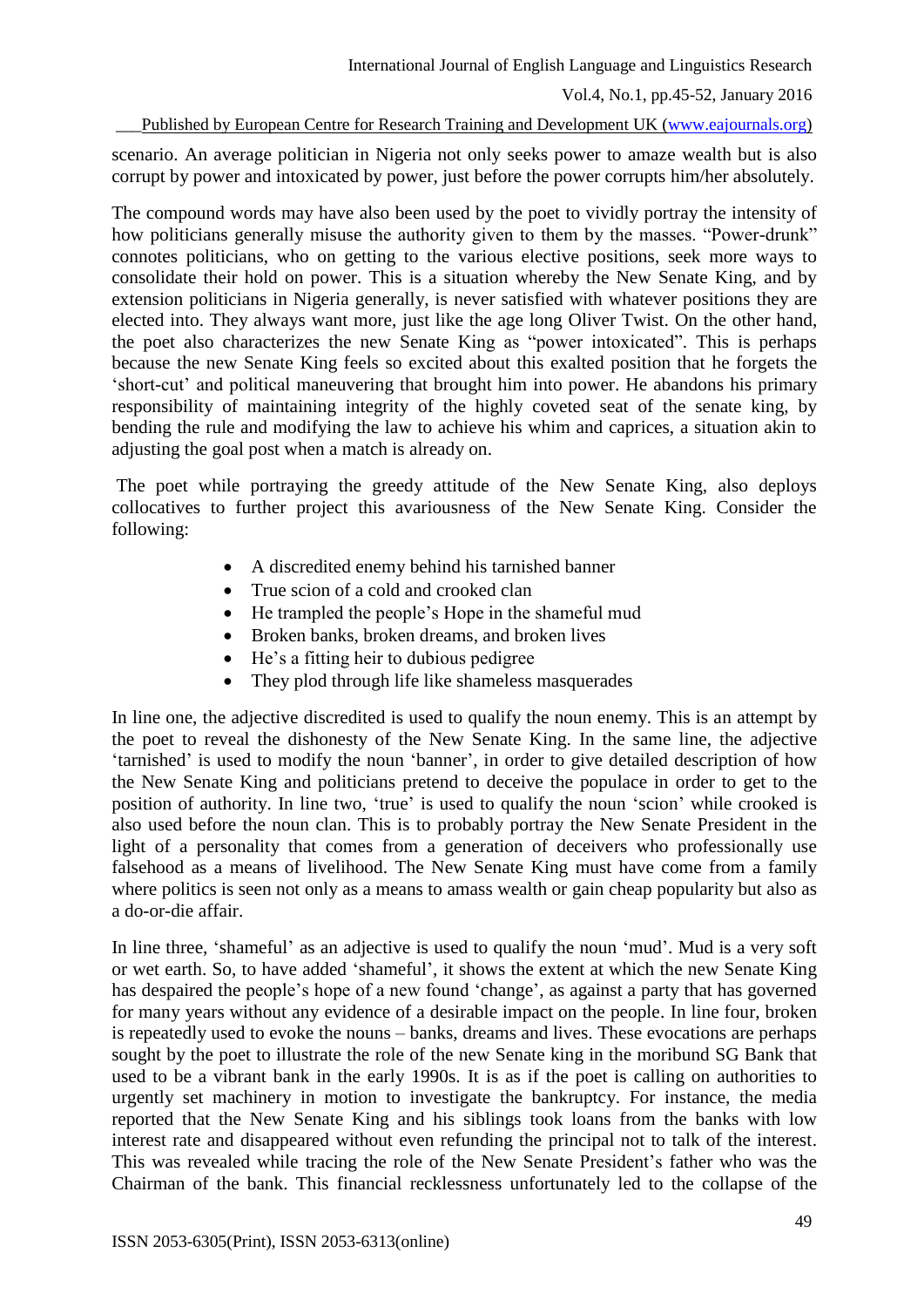scenario. An average politician in Nigeria not only seeks power to amaze wealth but is also corrupt by power and intoxicated by power, just before the power corrupts him/her absolutely.

The compound words may have also been used by the poet to vividly portray the intensity of how politicians generally misuse the authority given to them by the masses. "Power-drunk" connotes politicians, who on getting to the various elective positions, seek more ways to consolidate their hold on power. This is a situation whereby the New Senate King, and by extension politicians in Nigeria generally, is never satisfied with whatever positions they are elected into. They always want more, just like the age long Oliver Twist. On the other hand, the poet also characterizes the new Senate King as "power intoxicated". This is perhaps because the new Senate King feels so excited about this exalted position that he forgets the 'short-cut' and political maneuvering that brought him into power. He abandons his primary responsibility of maintaining integrity of the highly coveted seat of the senate king, by bending the rule and modifying the law to achieve his whim and caprices, a situation akin to adjusting the goal post when a match is already on.

The poet while portraying the greedy attitude of the New Senate King, also deploys collocatives to further project this avariousness of the New Senate King. Consider the following:

- A discredited enemy behind his tarnished banner
- True scion of a cold and crooked clan
- He trampled the people's Hope in the shameful mud
- Broken banks, broken dreams, and broken lives
- He's a fitting heir to dubious pedigree
- They plod through life like shameless masquerades

In line one, the adjective discredited is used to qualify the noun enemy. This is an attempt by the poet to reveal the dishonesty of the New Senate King. In the same line, the adjective 'tarnished' is used to modify the noun 'banner', in order to give detailed description of how the New Senate King and politicians pretend to deceive the populace in order to get to the position of authority. In line two, 'true' is used to qualify the noun 'scion' while crooked is also used before the noun clan. This is to probably portray the New Senate President in the light of a personality that comes from a generation of deceivers who professionally use falsehood as a means of livelihood. The New Senate King must have come from a family where politics is seen not only as a means to amass wealth or gain cheap popularity but also as a do-or-die affair.

In line three, 'shameful' as an adjective is used to qualify the noun 'mud'. Mud is a very soft or wet earth. So, to have added 'shameful', it shows the extent at which the new Senate King has despaired the people's hope of a new found 'change', as against a party that has governed for many years without any evidence of a desirable impact on the people. In line four, broken is repeatedly used to evoke the nouns – banks, dreams and lives. These evocations are perhaps sought by the poet to illustrate the role of the new Senate king in the moribund SG Bank that used to be a vibrant bank in the early 1990s. It is as if the poet is calling on authorities to urgently set machinery in motion to investigate the bankruptcy. For instance, the media reported that the New Senate King and his siblings took loans from the banks with low interest rate and disappeared without even refunding the principal not to talk of the interest. This was revealed while tracing the role of the New Senate President's father who was the Chairman of the bank. This financial recklessness unfortunately led to the collapse of the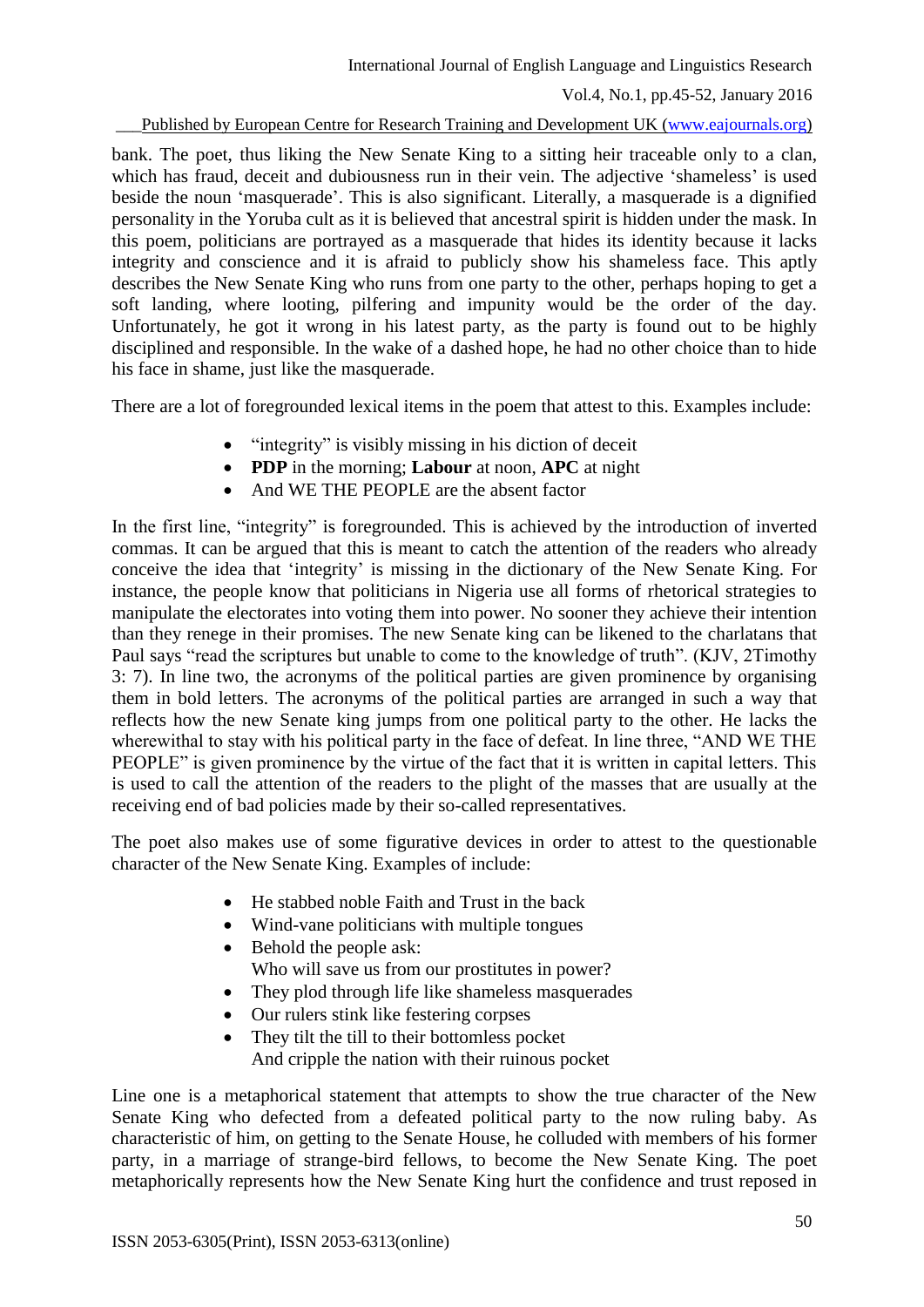bank. The poet, thus liking the New Senate King to a sitting heir traceable only to a clan, which has fraud, deceit and dubiousness run in their vein. The adjective 'shameless' is used beside the noun 'masquerade'. This is also significant. Literally, a masquerade is a dignified personality in the Yoruba cult as it is believed that ancestral spirit is hidden under the mask. In this poem, politicians are portrayed as a masquerade that hides its identity because it lacks integrity and conscience and it is afraid to publicly show his shameless face. This aptly describes the New Senate King who runs from one party to the other, perhaps hoping to get a soft landing, where looting, pilfering and impunity would be the order of the day. Unfortunately, he got it wrong in his latest party, as the party is found out to be highly disciplined and responsible. In the wake of a dashed hope, he had no other choice than to hide his face in shame, just like the masquerade.

There are a lot of foregrounded lexical items in the poem that attest to this. Examples include:

- "integrity" is visibly missing in his diction of deceit
- **PDP** in the morning; **Labour** at noon, **APC** at night
- And WE THE PEOPLE are the absent factor

In the first line, "integrity" is foregrounded. This is achieved by the introduction of inverted commas. It can be argued that this is meant to catch the attention of the readers who already conceive the idea that 'integrity' is missing in the dictionary of the New Senate King. For instance, the people know that politicians in Nigeria use all forms of rhetorical strategies to manipulate the electorates into voting them into power. No sooner they achieve their intention than they renege in their promises. The new Senate king can be likened to the charlatans that Paul says "read the scriptures but unable to come to the knowledge of truth". (KJV, 2Timothy 3: 7). In line two, the acronyms of the political parties are given prominence by organising them in bold letters. The acronyms of the political parties are arranged in such a way that reflects how the new Senate king jumps from one political party to the other. He lacks the wherewithal to stay with his political party in the face of defeat. In line three, "AND WE THE PEOPLE" is given prominence by the virtue of the fact that it is written in capital letters. This is used to call the attention of the readers to the plight of the masses that are usually at the receiving end of bad policies made by their so-called representatives.

The poet also makes use of some figurative devices in order to attest to the questionable character of the New Senate King. Examples of include:

- He stabbed noble Faith and Trust in the back
- Wind-vane politicians with multiple tongues
- Behold the people ask:
  Who will save us from our prostitutes in power?
- They plod through life like shameless masquerades
- Our rulers stink like festering corpses
- They tilt the till to their bottomless pocket
  And cripple the nation with their ruinous pocket

Line one is a metaphorical statement that attempts to show the true character of the New Senate King who defected from a defeated political party to the now ruling baby. As characteristic of him, on getting to the Senate House, he colluded with members of his former party, in a marriage of strange-bird fellows, to become the New Senate King. The poet metaphorically represents how the New Senate King hurt the confidence and trust reposed in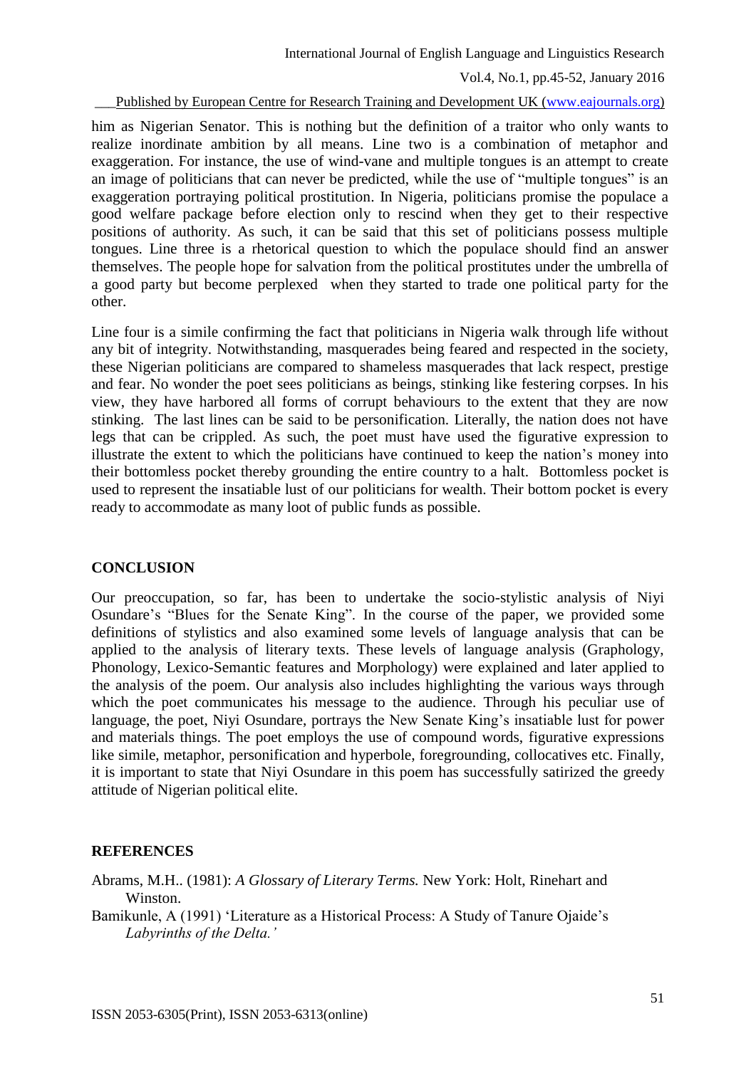him as Nigerian Senator. This is nothing but the definition of a traitor who only wants to realize inordinate ambition by all means. Line two is a combination of metaphor and exaggeration. For instance, the use of wind-vane and multiple tongues is an attempt to create an image of politicians that can never be predicted, while the use of "multiple tongues" is an exaggeration portraying political prostitution. In Nigeria, politicians promise the populace a good welfare package before election only to rescind when they get to their respective positions of authority. As such, it can be said that this set of politicians possess multiple tongues. Line three is a rhetorical question to which the populace should find an answer themselves. The people hope for salvation from the political prostitutes under the umbrella of a good party but become perplexed when they started to trade one political party for the other.

Line four is a simile confirming the fact that politicians in Nigeria walk through life without any bit of integrity. Notwithstanding, masquerades being feared and respected in the society, these Nigerian politicians are compared to shameless masquerades that lack respect, prestige and fear. No wonder the poet sees politicians as beings, stinking like festering corpses. In his view, they have harbored all forms of corrupt behaviours to the extent that they are now stinking. The last lines can be said to be personification. Literally, the nation does not have legs that can be crippled. As such, the poet must have used the figurative expression to illustrate the extent to which the politicians have continued to keep the nation's money into their bottomless pocket thereby grounding the entire country to a halt. Bottomless pocket is used to represent the insatiable lust of our politicians for wealth. Their bottom pocket is every ready to accommodate as many loot of public funds as possible.

## CONCLUSION

Our preoccupation, so far, has been to undertake the socio-stylistic analysis of Niyi Osundare's "Blues for the Senate King". In the course of the paper, we provided some definitions of stylistics and also examined some levels of language analysis that can be applied to the analysis of literary texts. These levels of language analysis (Graphology, Phonology, Lexico-Semantic features and Morphology) were explained and later applied to the analysis of the poem. Our analysis also includes highlighting the various ways through which the poet communicates his message to the audience. Through his peculiar use of language, the poet, Niyi Osundare, portrays the New Senate King's insatiable lust for power and materials things. The poet employs the use of compound words, figurative expressions like simile, metaphor, personification and hyperbole, foregrounding, collocatives etc. Finally, it is important to state that Niyi Osundare in this poem has successfully satirized the greedy attitude of Nigerian political elite.

## REFERENCES

Abrams, M.H.. (1981): *A Glossary of Literary Terms.* New York: Holt, Rinehart and Winston.

Bamikunle, A (1991) 'Literature as a Historical Process: A Study of Tanure Ojaide's *Labyrinths of the Delta.'*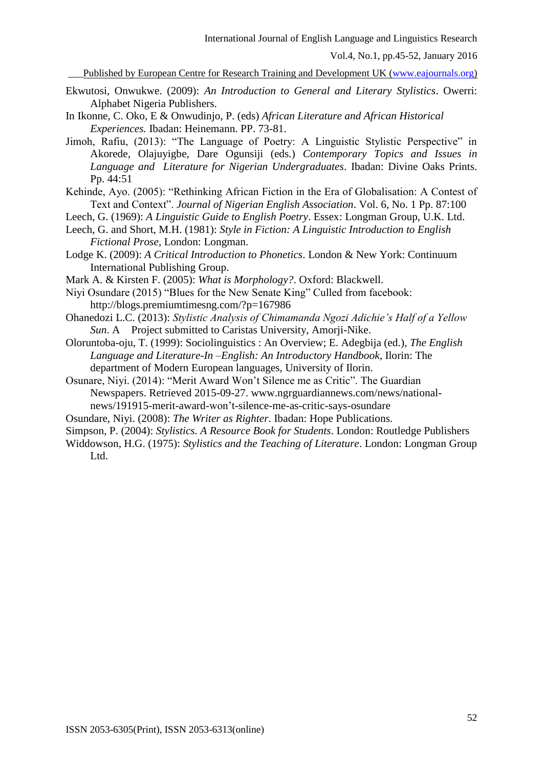Ekwutosi, Onwukwe. (2009): *An Introduction to General and Literary Stylistics*. Owerri: Alphabet Nigeria Publishers.

In Ikonne, C. Oko, E & Onwudinjo, P. (eds) *African Literature and African Historical Experiences.* Ibadan: Heinemann. PP. 73-81.

Jimoh, Rafiu, (2013): "The Language of Poetry: A Linguistic Stylistic Perspective" in Akorede, Olajuyigbe, Dare Ogunsiji (eds.) *Contemporary Topics and Issues in Language and Literature for Nigerian Undergraduates*. Ibadan: Divine Oaks Prints. Pp. 44:51

Kehinde, Ayo. (2005): "Rethinking African Fiction in the Era of Globalisation: A Contest of Text and Context". *Journal of Nigerian English Association*. Vol. 6, No. 1 Pp. 87:100

Leech, G. (1969): *A Linguistic Guide to English Poetry*. Essex: Longman Group, U.K. Ltd.

Leech, G. and Short, M.H. (1981): *Style in Fiction: A Linguistic Introduction to English Fictional Prose*, London: Longman.

Lodge K. (2009): *A Critical Introduction to Phonetics*. London & New York: Continuum International Publishing Group.

Mark A. & Kirsten F. (2005): *What is Morphology?*. Oxford: Blackwell.

Niyi Osundare (2015) "Blues for the New Senate King" Culled from facebook: http://blogs.premiumtimesng.com/?p=167986

Ohanedozi L.C. (2013): *Stylistic Analysis of Chimamanda Ngozi Adichie's Half of a Yellow Sun*. A Project submitted to Caristas University, Amorji-Nike.

Oloruntoba-oju, T. (1999): Sociolinguistics : An Overview; E. Adegbija (ed.), *The English Language and Literature-In –English: An Introductory Handbook*, Ilorin: The department of Modern European languages, University of Ilorin.

Osunare, Niyi. (2014): "Merit Award Won't Silence me as Critic". The Guardian Newspapers. Retrieved 2015-09-27. www.ngrguardiannews.com/news/national-news/191915-merit-award-won't-silence-me-as-critic-says-osundare

Osundare, Niyi. (2008): *The Writer as Righter*. Ibadan: Hope Publications.

Simpson, P. (2004): *Stylistics. A Resource Book for Students*. London: Routledge Publishers

Widdowson, H.G. (1975): *Stylistics and the Teaching of Literature*. London: Longman Group Ltd.